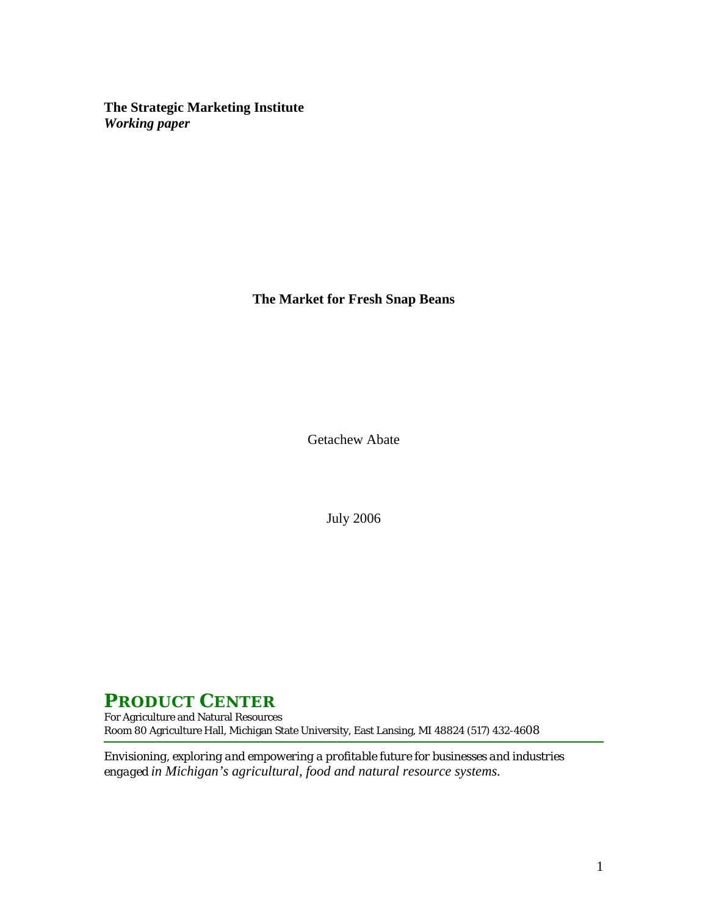**The Strategic Marketing Institute**
***Working paper***

# The Market for Fresh Snap Beans

Getachew Abate

July 2006

**PRODUCT CENTER**
For Agriculture and Natural Resources
Room 80 Agriculture Hall, Michigan State University, East Lansing, MI 48824 (517) 432-4608

*Envisioning, exploring and empowering a profitable future for businesses and industries engaged in Michigan's agricultural, food and natural resource systems.*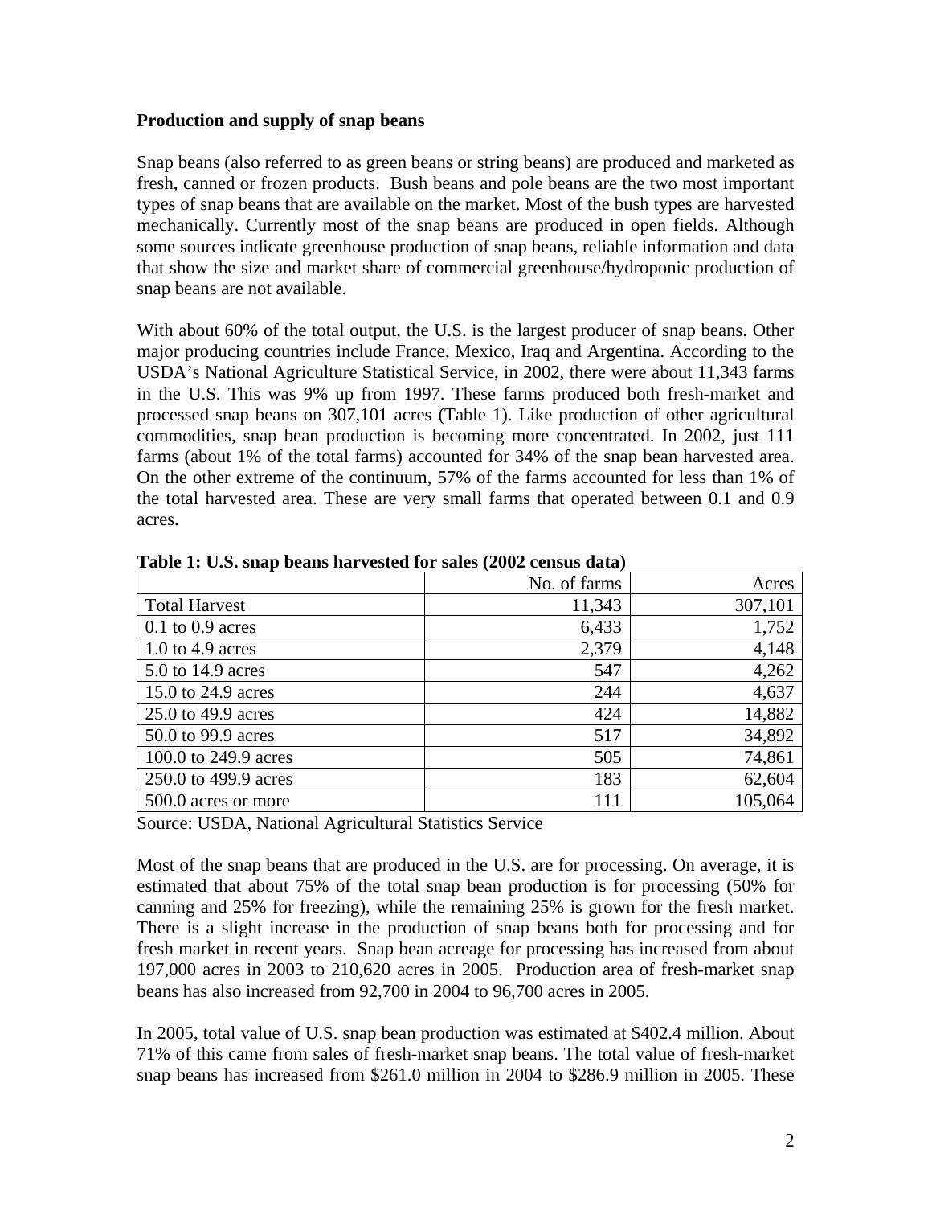**Production and supply of snap beans**

Snap beans (also referred to as green beans or string beans) are produced and marketed as fresh, canned or frozen products. Bush beans and pole beans are the two most important types of snap beans that are available on the market. Most of the bush types are harvested mechanically. Currently most of the snap beans are produced in open fields. Although some sources indicate greenhouse production of snap beans, reliable information and data that show the size and market share of commercial greenhouse/hydroponic production of snap beans are not available.

With about 60% of the total output, the U.S. is the largest producer of snap beans. Other major producing countries include France, Mexico, Iraq and Argentina. According to the USDA's National Agriculture Statistical Service, in 2002, there were about 11,343 farms in the U.S. This was 9% up from 1997. These farms produced both fresh-market and processed snap beans on 307,101 acres (Table 1). Like production of other agricultural commodities, snap bean production is becoming more concentrated. In 2002, just 111 farms (about 1% of the total farms) accounted for 34% of the snap bean harvested area. On the other extreme of the continuum, 57% of the farms accounted for less than 1% of the total harvested area. These are very small farms that operated between 0.1 and 0.9 acres.

**Table 1: U.S. snap beans harvested for sales (2002 census data)**

| | No. of farms | Acres |
|---|---:|---:|
| Total Harvest | 11,343 | 307,101 |
| 0.1 to 0.9 acres | 6,433 | 1,752 |
| 1.0 to 4.9 acres | 2,379 | 4,148 |
| 5.0 to 14.9 acres | 547 | 4,262 |
| 15.0 to 24.9 acres | 244 | 4,637 |
| 25.0 to 49.9 acres | 424 | 14,882 |
| 50.0 to 99.9 acres | 517 | 34,892 |
| 100.0 to 249.9 acres | 505 | 74,861 |
| 250.0 to 499.9 acres | 183 | 62,604 |
| 500.0 acres or more | 111 | 105,064 |

Source: USDA, National Agricultural Statistics Service

Most of the snap beans that are produced in the U.S. are for processing. On average, it is estimated that about 75% of the total snap bean production is for processing (50% for canning and 25% for freezing), while the remaining 25% is grown for the fresh market. There is a slight increase in the production of snap beans both for processing and for fresh market in recent years. Snap bean acreage for processing has increased from about 197,000 acres in 2003 to 210,620 acres in 2005. Production area of fresh-market snap beans has also increased from 92,700 in 2004 to 96,700 acres in 2005.

In 2005, total value of U.S. snap bean production was estimated at $402.4 million. About 71% of this came from sales of fresh-market snap beans. The total value of fresh-market snap beans has increased from $261.0 million in 2004 to $286.9 million in 2005. These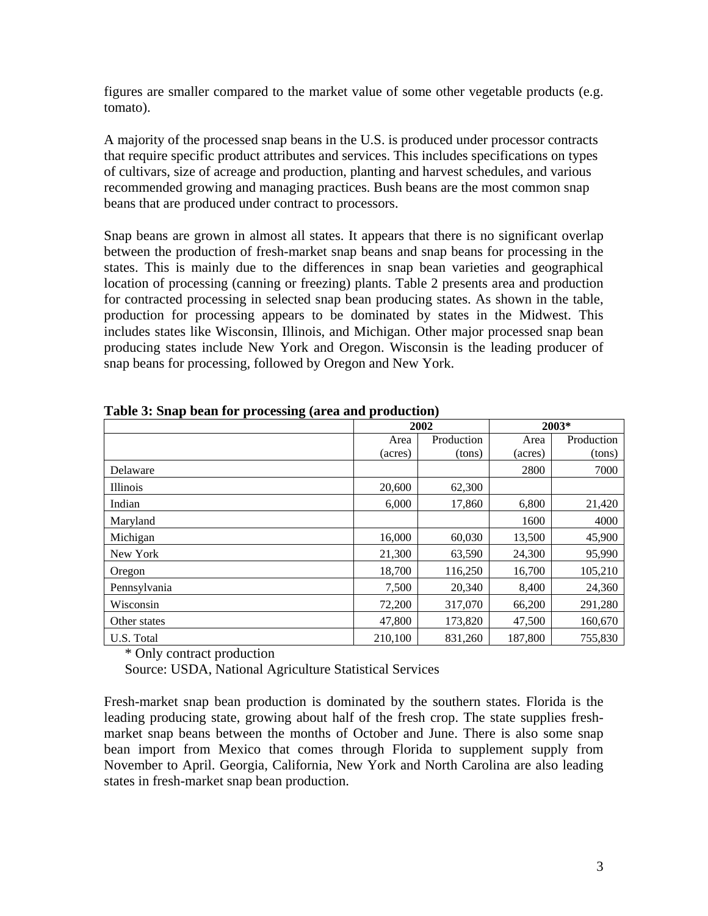figures are smaller compared to the market value of some other vegetable products (e.g. tomato).

A majority of the processed snap beans in the U.S. is produced under processor contracts that require specific product attributes and services. This includes specifications on types of cultivars, size of acreage and production, planting and harvest schedules, and various recommended growing and managing practices. Bush beans are the most common snap beans that are produced under contract to processors.

Snap beans are grown in almost all states. It appears that there is no significant overlap between the production of fresh-market snap beans and snap beans for processing in the states. This is mainly due to the differences in snap bean varieties and geographical location of processing (canning or freezing) plants. Table 2 presents area and production for contracted processing in selected snap bean producing states. As shown in the table, production for processing appears to be dominated by states in the Midwest. This includes states like Wisconsin, Illinois, and Michigan. Other major processed snap bean producing states include New York and Oregon. Wisconsin is the leading producer of snap beans for processing, followed by Oregon and New York.

**Table 3: Snap bean for processing (area and production)**

| | 2002 | | 2003* | |
|---|---|---|---|---|
| | Area (acres) | Production (tons) | Area (acres) | Production (tons) |
| Delaware | | | 2800 | 7000 |
| Illinois | 20,600 | 62,300 | | |
| Indian | 6,000 | 17,860 | 6,800 | 21,420 |
| Maryland | | | 1600 | 4000 |
| Michigan | 16,000 | 60,030 | 13,500 | 45,900 |
| New York | 21,300 | 63,590 | 24,300 | 95,990 |
| Oregon | 18,700 | 116,250 | 16,700 | 105,210 |
| Pennsylvania | 7,500 | 20,340 | 8,400 | 24,360 |
| Wisconsin | 72,200 | 317,070 | 66,200 | 291,280 |
| Other states | 47,800 | 173,820 | 47,500 | 160,670 |
| U.S. Total | 210,100 | 831,260 | 187,800 | 755,830 |

\* Only contract production

Source: USDA, National Agriculture Statistical Services

Fresh-market snap bean production is dominated by the southern states. Florida is the leading producing state, growing about half of the fresh crop. The state supplies fresh-market snap beans between the months of October and June. There is also some snap bean import from Mexico that comes through Florida to supplement supply from November to April. Georgia, California, New York and North Carolina are also leading states in fresh-market snap bean production.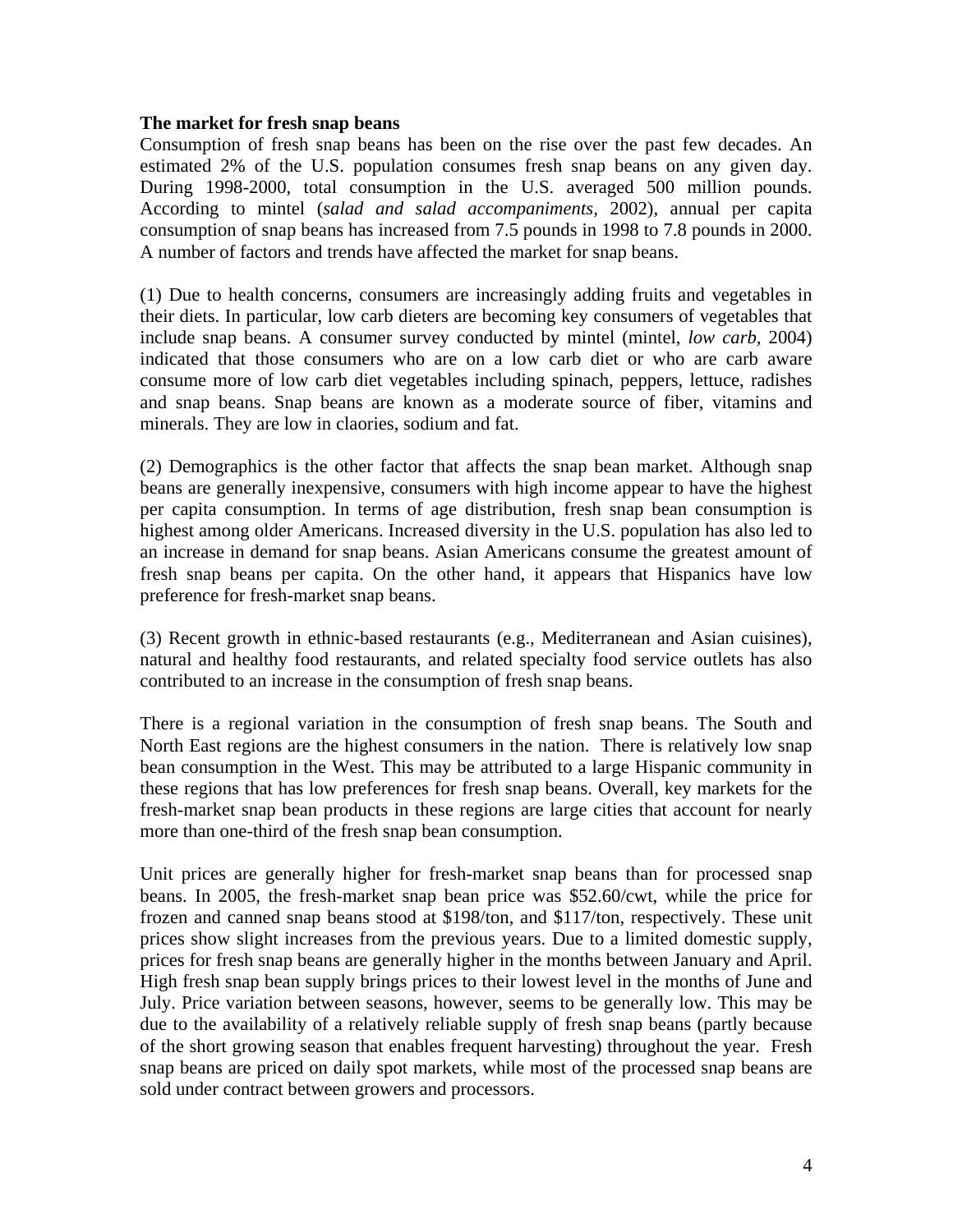**The market for fresh snap beans**

Consumption of fresh snap beans has been on the rise over the past few decades. An estimated 2% of the U.S. population consumes fresh snap beans on any given day. During 1998-2000, total consumption in the U.S. averaged 500 million pounds. According to mintel (*salad and salad accompaniments*, 2002), annual per capita consumption of snap beans has increased from 7.5 pounds in 1998 to 7.8 pounds in 2000. A number of factors and trends have affected the market for snap beans.

(1) Due to health concerns, consumers are increasingly adding fruits and vegetables in their diets. In particular, low carb dieters are becoming key consumers of vegetables that include snap beans. A consumer survey conducted by mintel (mintel, *low carb*, 2004) indicated that those consumers who are on a low carb diet or who are carb aware consume more of low carb diet vegetables including spinach, peppers, lettuce, radishes and snap beans. Snap beans are known as a moderate source of fiber, vitamins and minerals. They are low in claories, sodium and fat.

(2) Demographics is the other factor that affects the snap bean market. Although snap beans are generally inexpensive, consumers with high income appear to have the highest per capita consumption. In terms of age distribution, fresh snap bean consumption is highest among older Americans. Increased diversity in the U.S. population has also led to an increase in demand for snap beans. Asian Americans consume the greatest amount of fresh snap beans per capita. On the other hand, it appears that Hispanics have low preference for fresh-market snap beans.

(3) Recent growth in ethnic-based restaurants (e.g., Mediterranean and Asian cuisines), natural and healthy food restaurants, and related specialty food service outlets has also contributed to an increase in the consumption of fresh snap beans.

There is a regional variation in the consumption of fresh snap beans. The South and North East regions are the highest consumers in the nation. There is relatively low snap bean consumption in the West. This may be attributed to a large Hispanic community in these regions that has low preferences for fresh snap beans. Overall, key markets for the fresh-market snap bean products in these regions are large cities that account for nearly more than one-third of the fresh snap bean consumption.

Unit prices are generally higher for fresh-market snap beans than for processed snap beans. In 2005, the fresh-market snap bean price was $52.60/cwt, while the price for frozen and canned snap beans stood at $198/ton, and $117/ton, respectively. These unit prices show slight increases from the previous years. Due to a limited domestic supply, prices for fresh snap beans are generally higher in the months between January and April. High fresh snap bean supply brings prices to their lowest level in the months of June and July. Price variation between seasons, however, seems to be generally low. This may be due to the availability of a relatively reliable supply of fresh snap beans (partly because of the short growing season that enables frequent harvesting) throughout the year. Fresh snap beans are priced on daily spot markets, while most of the processed snap beans are sold under contract between growers and processors.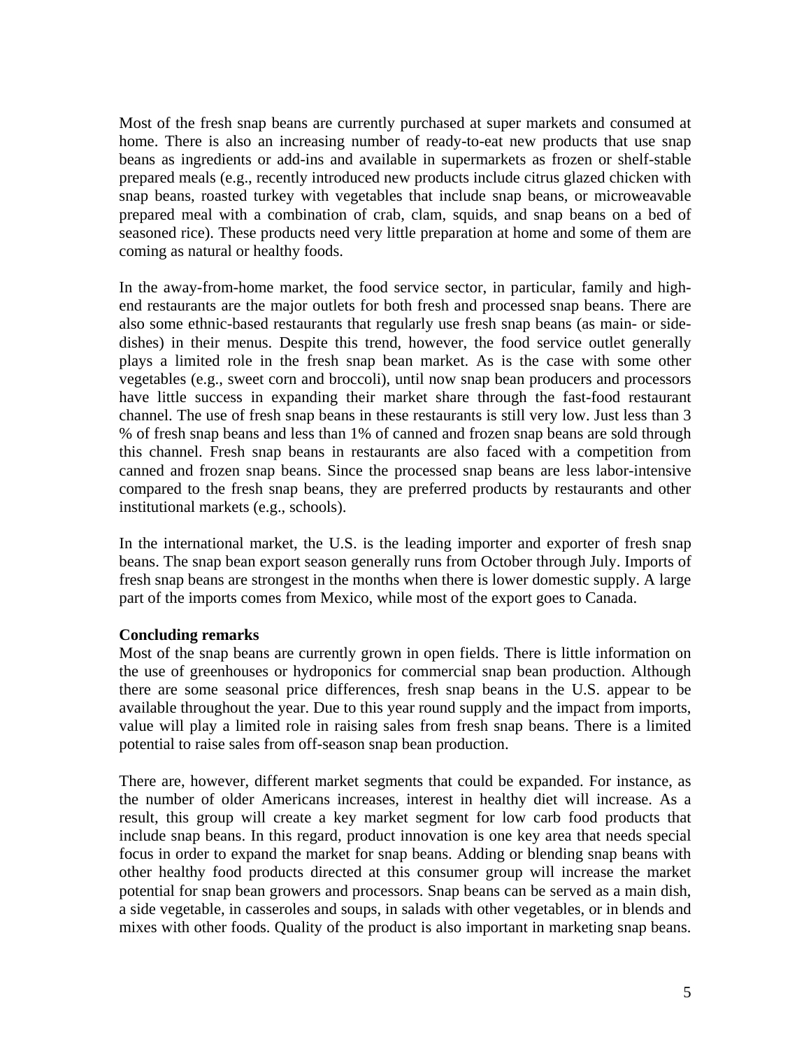Most of the fresh snap beans are currently purchased at super markets and consumed at home. There is also an increasing number of ready-to-eat new products that use snap beans as ingredients or add-ins and available in supermarkets as frozen or shelf-stable prepared meals (e.g., recently introduced new products include citrus glazed chicken with snap beans, roasted turkey with vegetables that include snap beans, or microweavable prepared meal with a combination of crab, clam, squids, and snap beans on a bed of seasoned rice). These products need very little preparation at home and some of them are coming as natural or healthy foods.

In the away-from-home market, the food service sector, in particular, family and high-end restaurants are the major outlets for both fresh and processed snap beans. There are also some ethnic-based restaurants that regularly use fresh snap beans (as main- or side-dishes) in their menus. Despite this trend, however, the food service outlet generally plays a limited role in the fresh snap bean market. As is the case with some other vegetables (e.g., sweet corn and broccoli), until now snap bean producers and processors have little success in expanding their market share through the fast-food restaurant channel. The use of fresh snap beans in these restaurants is still very low. Just less than 3 % of fresh snap beans and less than 1% of canned and frozen snap beans are sold through this channel. Fresh snap beans in restaurants are also faced with a competition from canned and frozen snap beans. Since the processed snap beans are less labor-intensive compared to the fresh snap beans, they are preferred products by restaurants and other institutional markets (e.g., schools).

In the international market, the U.S. is the leading importer and exporter of fresh snap beans. The snap bean export season generally runs from October through July. Imports of fresh snap beans are strongest in the months when there is lower domestic supply. A large part of the imports comes from Mexico, while most of the export goes to Canada.

**Concluding remarks**

Most of the snap beans are currently grown in open fields. There is little information on the use of greenhouses or hydroponics for commercial snap bean production. Although there are some seasonal price differences, fresh snap beans in the U.S. appear to be available throughout the year. Due to this year round supply and the impact from imports, value will play a limited role in raising sales from fresh snap beans. There is a limited potential to raise sales from off-season snap bean production.

There are, however, different market segments that could be expanded. For instance, as the number of older Americans increases, interest in healthy diet will increase. As a result, this group will create a key market segment for low carb food products that include snap beans. In this regard, product innovation is one key area that needs special focus in order to expand the market for snap beans. Adding or blending snap beans with other healthy food products directed at this consumer group will increase the market potential for snap bean growers and processors. Snap beans can be served as a main dish, a side vegetable, in casseroles and soups, in salads with other vegetables, or in blends and mixes with other foods. Quality of the product is also important in marketing snap beans.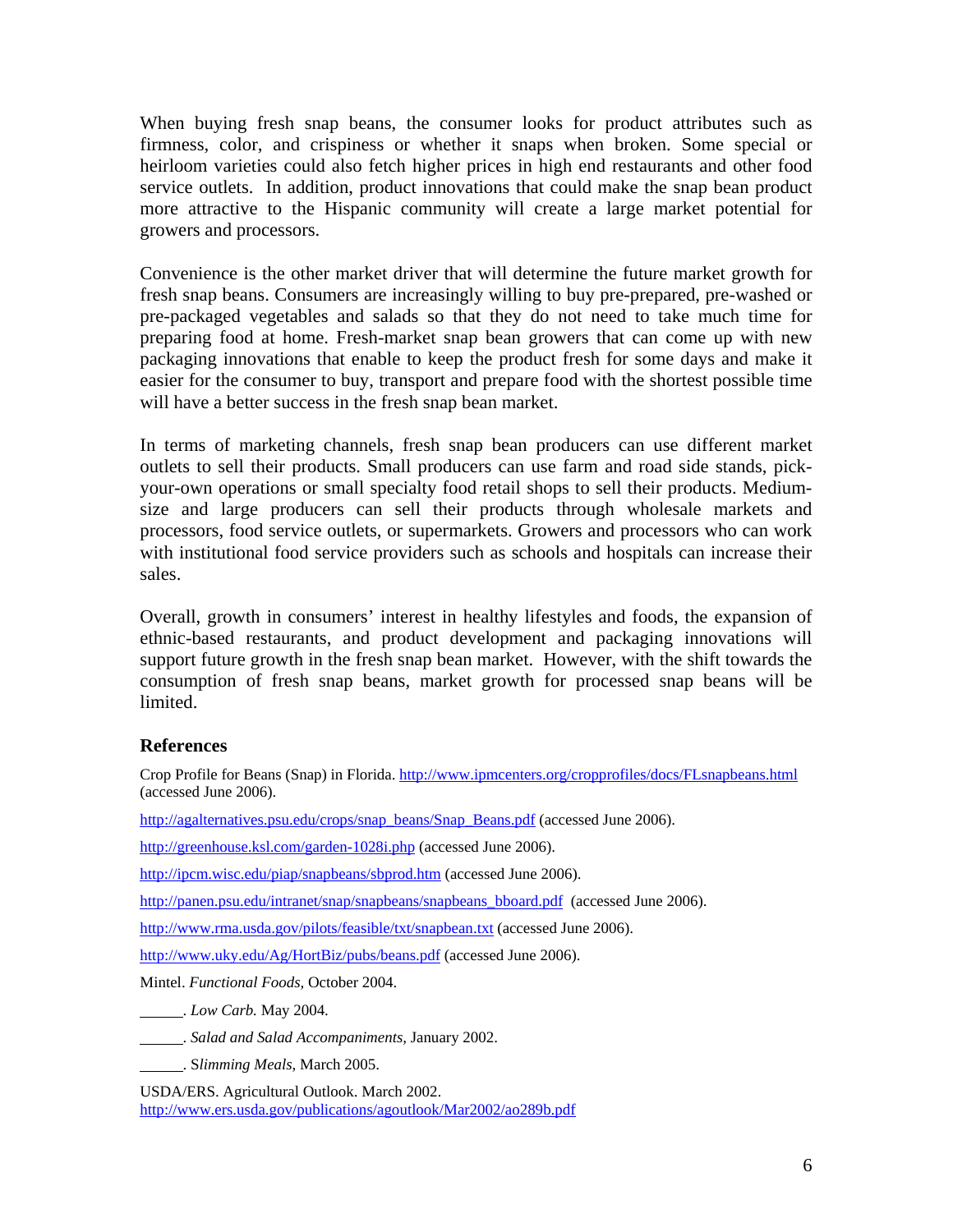When buying fresh snap beans, the consumer looks for product attributes such as firmness, color, and crispiness or whether it snaps when broken. Some special or heirloom varieties could also fetch higher prices in high end restaurants and other food service outlets. In addition, product innovations that could make the snap bean product more attractive to the Hispanic community will create a large market potential for growers and processors.

Convenience is the other market driver that will determine the future market growth for fresh snap beans. Consumers are increasingly willing to buy pre-prepared, pre-washed or pre-packaged vegetables and salads so that they do not need to take much time for preparing food at home. Fresh-market snap bean growers that can come up with new packaging innovations that enable to keep the product fresh for some days and make it easier for the consumer to buy, transport and prepare food with the shortest possible time will have a better success in the fresh snap bean market.

In terms of marketing channels, fresh snap bean producers can use different market outlets to sell their products. Small producers can use farm and road side stands, pick-your-own operations or small specialty food retail shops to sell their products. Medium-size and large producers can sell their products through wholesale markets and processors, food service outlets, or supermarkets. Growers and processors who can work with institutional food service providers such as schools and hospitals can increase their sales.

Overall, growth in consumers' interest in healthy lifestyles and foods, the expansion of ethnic-based restaurants, and product development and packaging innovations will support future growth in the fresh snap bean market. However, with the shift towards the consumption of fresh snap beans, market growth for processed snap beans will be limited.

## References

Crop Profile for Beans (Snap) in Florida. http://www.ipmcenters.org/cropprofiles/docs/FLsnapbeans.html (accessed June 2006).

http://agalternatives.psu.edu/crops/snap_beans/Snap_Beans.pdf (accessed June 2006).

http://greenhouse.ksl.com/garden-1028i.php (accessed June 2006).

http://ipcm.wisc.edu/piap/snapbeans/sbprod.htm (accessed June 2006).

http://panen.psu.edu/intranet/snap/snapbeans/snapbeans_bboard.pdf (accessed June 2006).

http://www.rma.usda.gov/pilots/feasible/txt/snapbean.txt (accessed June 2006).

http://www.uky.edu/Ag/HortBiz/pubs/beans.pdf (accessed June 2006).

Mintel. *Functional Foods*, October 2004.

______. *Low Carb.* May 2004.

______. *Salad and Salad Accompaniments*, January 2002.

______. *Slimming Meals*, March 2005.

USDA/ERS. Agricultural Outlook. March 2002. http://www.ers.usda.gov/publications/agoutlook/Mar2002/ao289b.pdf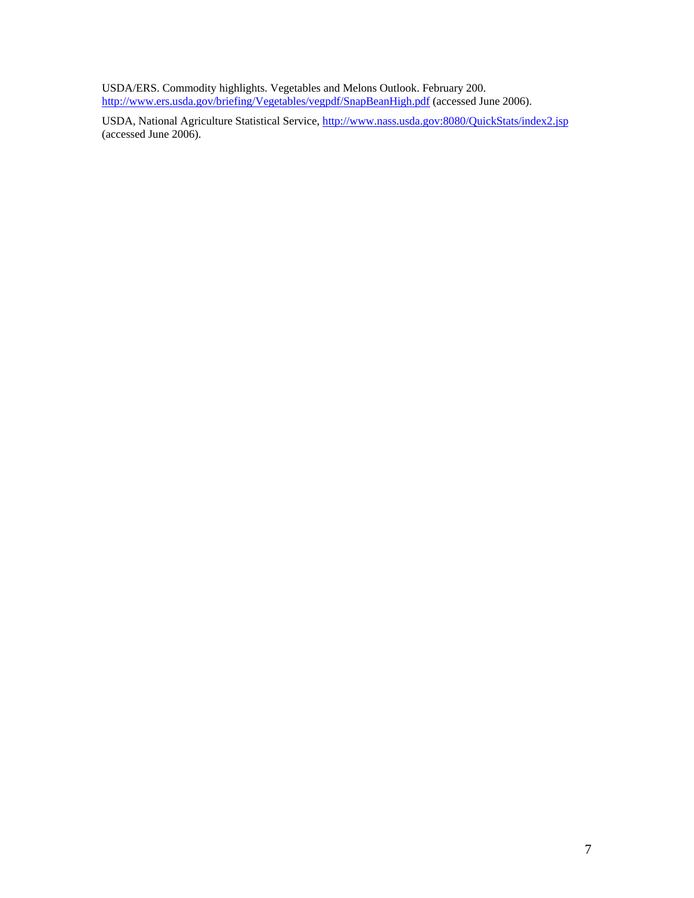USDA/ERS. Commodity highlights. Vegetables and Melons Outlook. February 200. http://www.ers.usda.gov/briefing/Vegetables/vegpdf/SnapBeanHigh.pdf (accessed June 2006).

USDA, National Agriculture Statistical Service, http://www.nass.usda.gov:8080/QuickStats/index2.jsp (accessed June 2006).